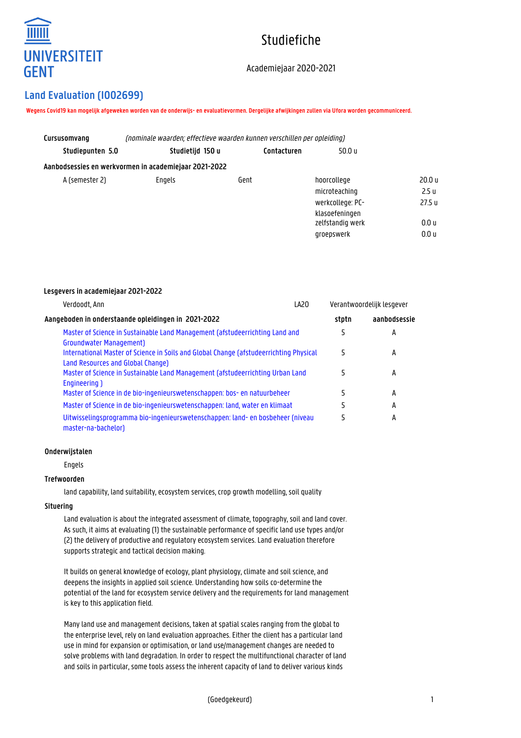UNIVERSITEIT GENT

# Studiefiche

Academiejaar 2020-2021

## Land Evaluation (I002699)

**Wegens Covid19 kan mogelijk afgeweken worden van de onderwijs- en evaluatievormen. Dergelijke afwijkingen zullen via Ufora worden gecommuniceerd.**

**Cursusomvang** *(nominale waarden; effectieve waarden kunnen verschillen per opleiding)*

**Studiepunten 5.0** **Studietijd 150 u** **Contacturen** 50.0 u

**Aanbodsessies en werkvormen in academiejaar 2021-2022**

| | | | | |
|---|---|---|---|---|
| A (semester 2) | Engels | Gent | hoorcollege | 20.0 u |
| | | | microteaching | 2.5 u |
| | | | werkcollege: PC-klasoefeningen | 27.5 u |
| | | | zelfstandig werk | 0.0 u |
| | | | groepswerk | 0.0 u |

**Lesgevers in academiejaar 2021-2022**

| | | |
|---|---|---|
| Verdoodt, Ann | LA20 | Verantwoordelijk lesgever |

| Aangeboden in onderstaande opleidingen in 2021-2022 | stptn | aanbodsessie |
|---|---|---|
| Master of Science in Sustainable Land Management (afstudeerrichting Land and Groundwater Management) | 5 | A |
| International Master of Science in Soils and Global Change (afstudeerrichting Physical Land Resources and Global Change) | 5 | A |
| Master of Science in Sustainable Land Management (afstudeerrichting Urban Land Engineering ) | 5 | A |
| Master of Science in de bio-ingenieurswetenschappen: bos- en natuurbeheer | 5 | A |
| Master of Science in de bio-ingenieurswetenschappen: land, water en klimaat | 5 | A |
| Uitwisselingsprogramma bio-ingenieurswetenschappen: land- en bosbeheer (niveau master-na-bachelor) | 5 | A |

**Onderwijstalen**

Engels

**Trefwoorden**

land capability, land suitability, ecosystem services, crop growth modelling, soil quality

**Situering**

Land evaluation is about the integrated assessment of climate, topography, soil and land cover. As such, it aims at evaluating (1) the sustainable performance of specific land use types and/or (2) the delivery of productive and regulatory ecosystem services. Land evaluation therefore supports strategic and tactical decision making.

It builds on general knowledge of ecology, plant physiology, climate and soil science, and deepens the insights in applied soil science. Understanding how soils co-determine the potential of the land for ecosystem service delivery and the requirements for land management is key to this application field.

Many land use and management decisions, taken at spatial scales ranging from the global to the enterprise level, rely on land evaluation approaches. Either the client has a particular land use in mind for expansion or optimisation, or land use/management changes are needed to solve problems with land degradation. In order to respect the multifunctional character of land and soils in particular, some tools assess the inherent capacity of land to deliver various kinds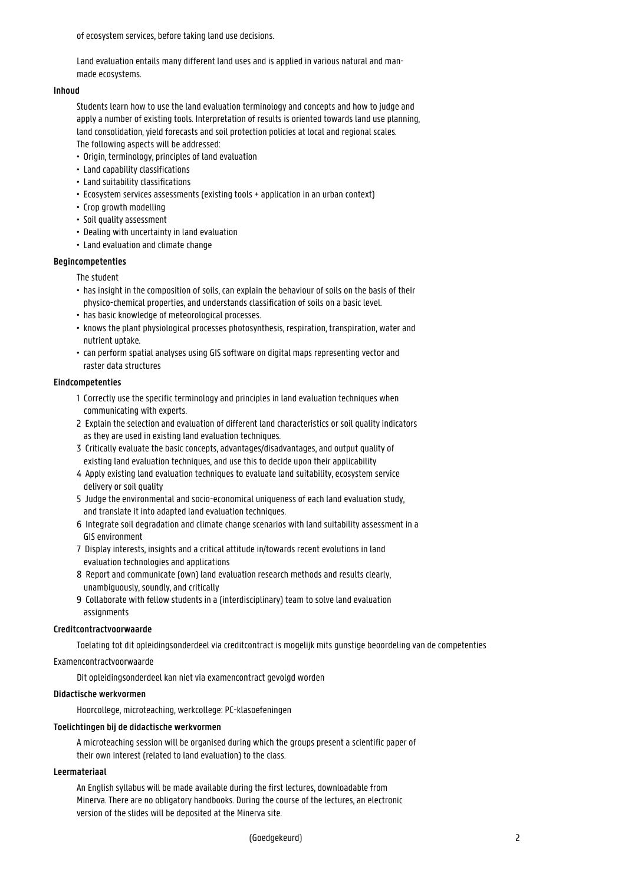of ecosystem services, before taking land use decisions.

Land evaluation entails many different land uses and is applied in various natural and man-made ecosystems.

**Inhoud**

Students learn how to use the land evaluation terminology and concepts and how to judge and apply a number of existing tools. Interpretation of results is oriented towards land use planning, land consolidation, yield forecasts and soil protection policies at local and regional scales.
The following aspects will be addressed:

- Origin, terminology, principles of land evaluation
- Land capability classifications
- Land suitability classifications
- Ecosystem services assessments (existing tools + application in an urban context)
- Crop growth modelling
- Soil quality assessment
- Dealing with uncertainty in land evaluation
- Land evaluation and climate change

**Begincompetenties**

The student

- has insight in the composition of soils, can explain the behaviour of soils on the basis of their physico-chemical properties, and understands classification of soils on a basic level.
- has basic knowledge of meteorological processes.
- knows the plant physiological processes photosynthesis, respiration, transpiration, water and nutrient uptake.
- can perform spatial analyses using GIS software on digital maps representing vector and raster data structures

**Eindcompetenties**

1. Correctly use the specific terminology and principles in land evaluation techniques when communicating with experts.
2. Explain the selection and evaluation of different land characteristics or soil quality indicators as they are used in existing land evaluation techniques.
3. Critically evaluate the basic concepts, advantages/disadvantages, and output quality of existing land evaluation techniques, and use this to decide upon their applicability
4. Apply existing land evaluation techniques to evaluate land suitability, ecosystem service delivery or soil quality
5. Judge the environmental and socio-economical uniqueness of each land evaluation study, and translate it into adapted land evaluation techniques.
6. Integrate soil degradation and climate change scenarios with land suitability assessment in a GIS environment
7. Display interests, insights and a critical attitude in/towards recent evolutions in land evaluation technologies and applications
8. Report and communicate (own) land evaluation research methods and results clearly, unambiguously, soundly, and critically
9. Collaborate with fellow students in a (interdisciplinary) team to solve land evaluation assignments

**Creditcontractvoorwaarde**

Toelating tot dit opleidingsonderdeel via creditcontract is mogelijk mits gunstige beoordeling van de competenties

Examencontractvoorwaarde

Dit opleidingsonderdeel kan niet via examencontract gevolgd worden

**Didactische werkvormen**

Hoorcollege, microteaching, werkcollege: PC-klasoefeningen

**Toelichtingen bij de didactische werkvormen**

A microteaching session will be organised during which the groups present a scientific paper of their own interest (related to land evaluation) to the class.

**Leermateriaal**

An English syllabus will be made available during the first lectures, downloadable from Minerva. There are no obligatory handbooks. During the course of the lectures, an electronic version of the slides will be deposited at the Minerva site.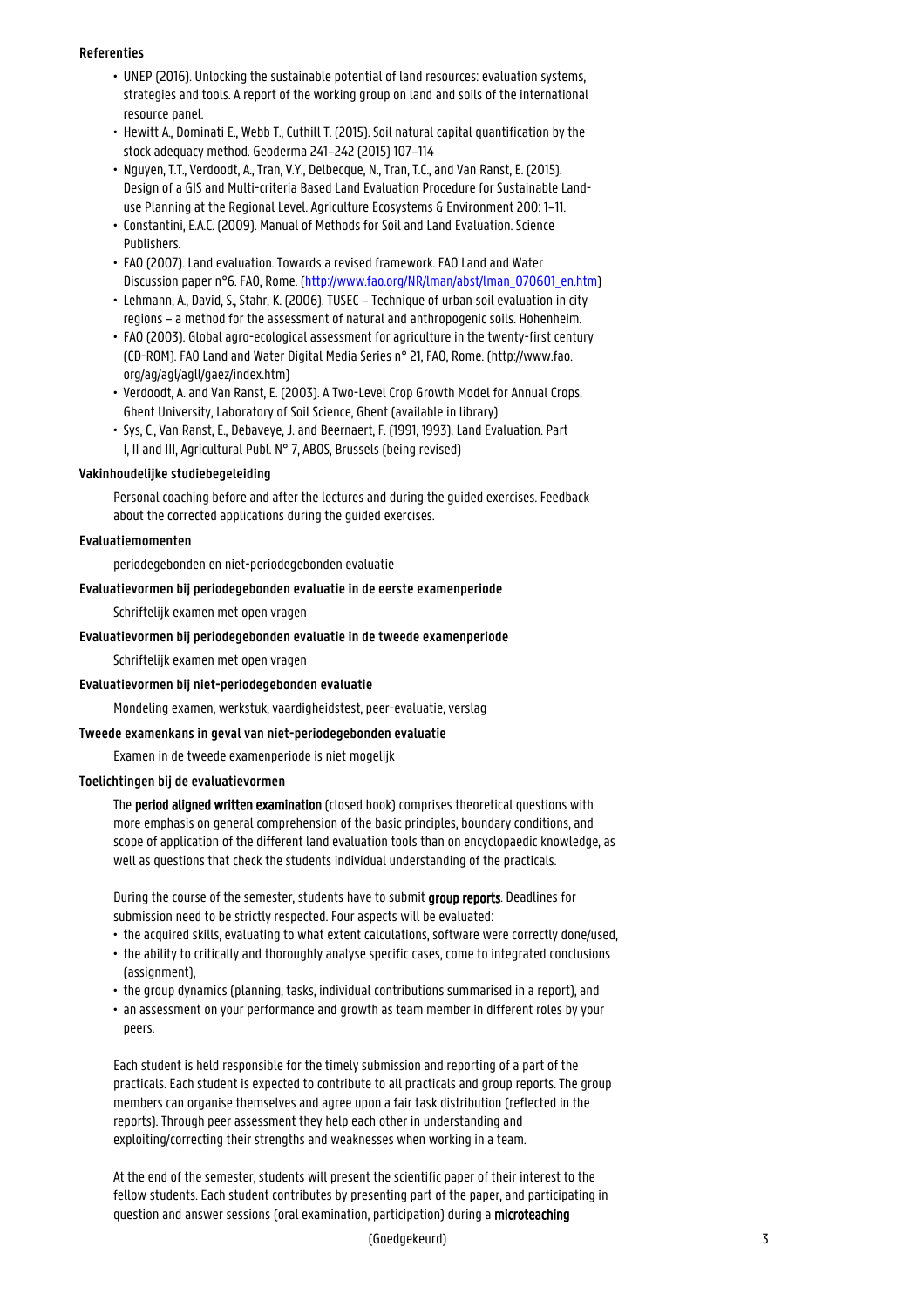**Referenties**

- UNEP (2016). Unlocking the sustainable potential of land resources: evaluation systems, strategies and tools. A report of the working group on land and soils of the international resource panel.
- Hewitt A., Dominati E., Webb T., Cuthill T. (2015). Soil natural capital quantification by the stock adequacy method. Geoderma 241–242 (2015) 107–114
- Nguyen, T.T., Verdoodt, A., Tran, V.Y., Delbecque, N., Tran, T.C., and Van Ranst, E. (2015). Design of a GIS and Multi-criteria Based Land Evaluation Procedure for Sustainable Land-use Planning at the Regional Level. Agriculture Ecosystems & Environment 200: 1–11.
- Constantini, E.A.C. (2009). Manual of Methods for Soil and Land Evaluation. Science Publishers.
- FAO (2007). Land evaluation. Towards a revised framework. FAO Land and Water Discussion paper n°6. FAO, Rome. (http://www.fao.org/NR/lman/abst/lman_070601_en.htm)
- Lehmann, A., David, S., Stahr, K. (2006). TUSEC – Technique of urban soil evaluation in city regions – a method for the assessment of natural and anthropogenic soils. Hohenheim.
- FAO (2003). Global agro-ecological assessment for agriculture in the twenty-first century (CD-ROM). FAO Land and Water Digital Media Series n° 21, FAO, Rome. (http://www.fao.org/ag/agl/agll/gaez/index.htm)
- Verdoodt, A. and Van Ranst, E. (2003). A Two-Level Crop Growth Model for Annual Crops. Ghent University, Laboratory of Soil Science, Ghent (available in library)
- Sys, C., Van Ranst, E., Debaveye, J. and Beernaert, F. (1991, 1993). Land Evaluation. Part I, II and III, Agricultural Publ. N° 7, ABOS, Brussels (being revised)

**Vakinhoudelijke studiebegeleiding**

Personal coaching before and after the lectures and during the guided exercises. Feedback about the corrected applications during the guided exercises.

**Evaluatiemomenten**

periodegebonden en niet-periodegebonden evaluatie

**Evaluatievormen bij periodegebonden evaluatie in de eerste examenperiode**

Schriftelijk examen met open vragen

**Evaluatievormen bij periodegebonden evaluatie in de tweede examenperiode**

Schriftelijk examen met open vragen

**Evaluatievormen bij niet-periodegebonden evaluatie**

Mondeling examen, werkstuk, vaardigheidstest, peer-evaluatie, verslag

**Tweede examenkans in geval van niet-periodegebonden evaluatie**

Examen in de tweede examenperiode is niet mogelijk

**Toelichtingen bij de evaluatievormen**

The **period aligned written examination** (closed book) comprises theoretical questions with more emphasis on general comprehension of the basic principles, boundary conditions, and scope of application of the different land evaluation tools than on encyclopaedic knowledge, as well as questions that check the students individual understanding of the practicals.

During the course of the semester, students have to submit **group reports**. Deadlines for submission need to be strictly respected. Four aspects will be evaluated:

- the acquired skills, evaluating to what extent calculations, software were correctly done/used,
- the ability to critically and thoroughly analyse specific cases, come to integrated conclusions (assignment),
- the group dynamics (planning, tasks, individual contributions summarised in a report), and
- an assessment on your performance and growth as team member in different roles by your peers.

Each student is held responsible for the timely submission and reporting of a part of the practicals. Each student is expected to contribute to all practicals and group reports. The group members can organise themselves and agree upon a fair task distribution (reflected in the reports). Through peer assessment they help each other in understanding and exploiting/correcting their strengths and weaknesses when working in a team.

At the end of the semester, students will present the scientific paper of their interest to the fellow students. Each student contributes by presenting part of the paper, and participating in question and answer sessions (oral examination, participation) during a **microteaching**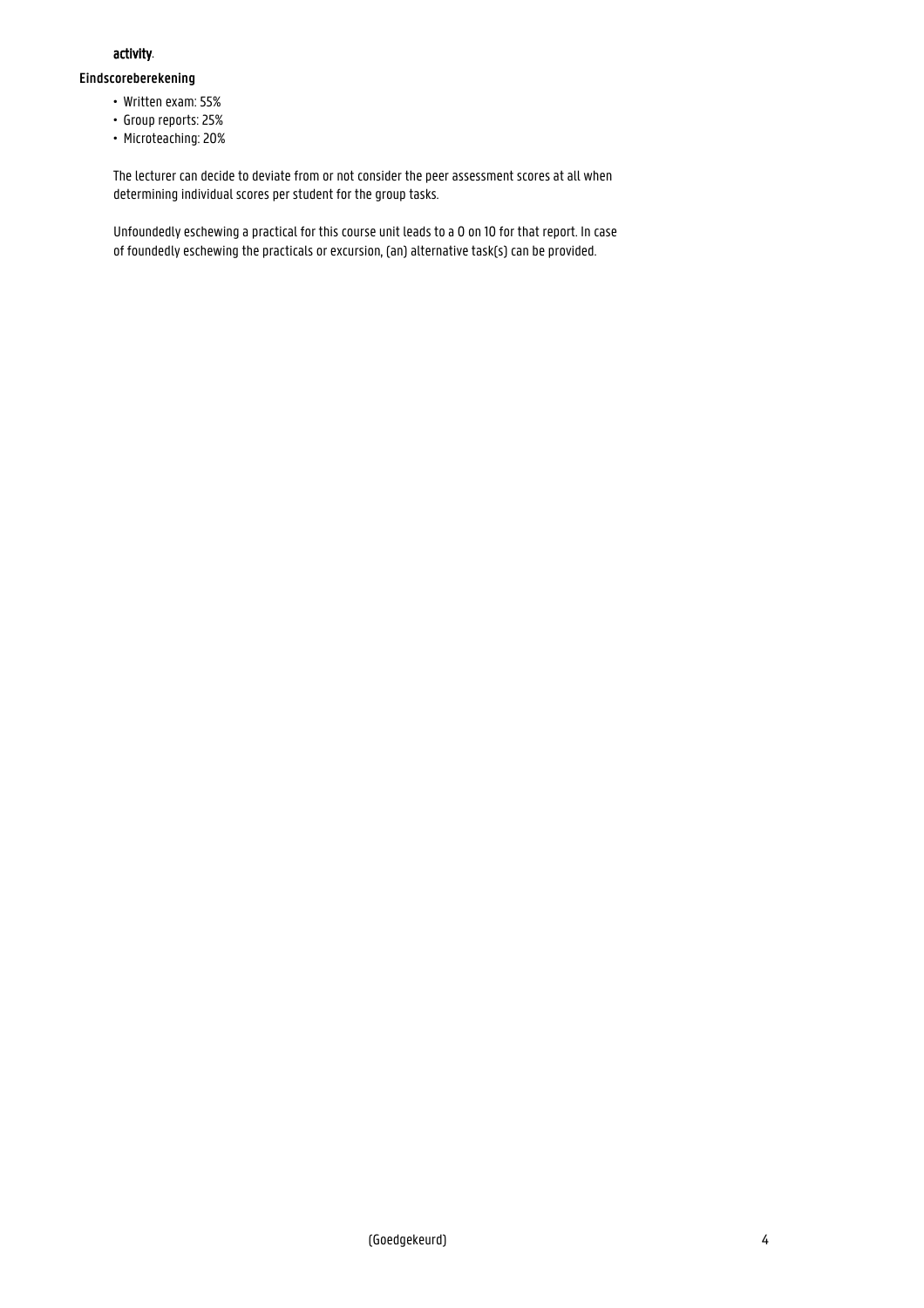**activity**.

**Eindscoreberekening**

- Written exam: 55%
- Group reports: 25%
- Microteaching: 20%

The lecturer can decide to deviate from or not consider the peer assessment scores at all when determining individual scores per student for the group tasks.

Unfoundedly eschewing a practical for this course unit leads to a 0 on 10 for that report. In case of foundedly eschewing the practicals or excursion, (an) alternative task(s) can be provided.